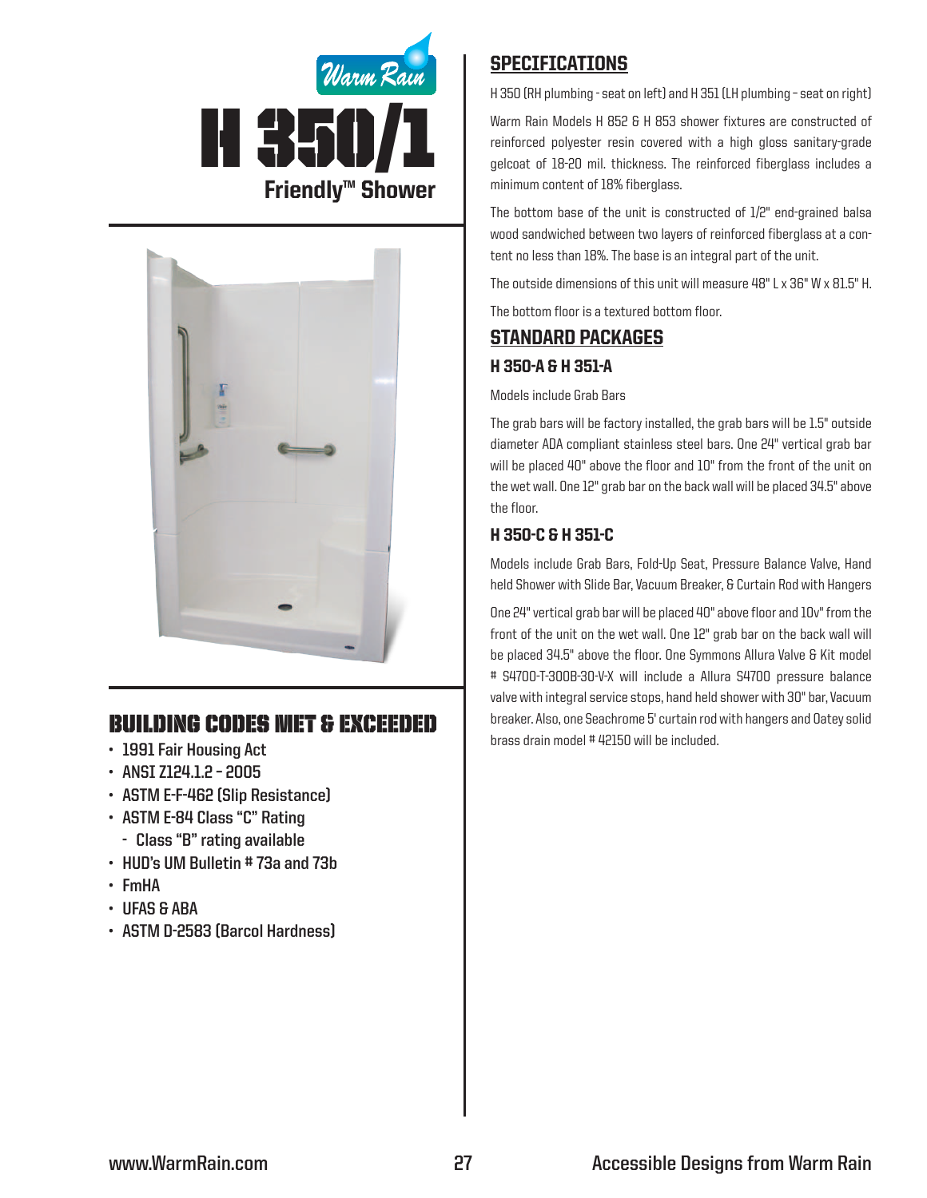Warm Rain

# H 350/1

## Friendly™ Shower

## BUILDING CODES MET & EXCEEDED

- 1991 Fair Housing Act
- ANSI Z124.1.2 – 2005
- ASTM E-F-462 (Slip Resistance)
- ASTM E-84 Class "C" Rating
  - Class "B" rating available
- HUD's UM Bulletin # 73a and 73b
- FmHA
- UFAS & ABA
- ASTM D-2583 (Barcol Hardness)

## SPECIFICATIONS

H 350 (RH plumbing - seat on left) and H 351 (LH plumbing – seat on right)

Warm Rain Models H 852 & H 853 shower fixtures are constructed of reinforced polyester resin covered with a high gloss sanitary-grade gelcoat of 18-20 mil. thickness. The reinforced fiberglass includes a minimum content of 18% fiberglass.

The bottom base of the unit is constructed of 1/2" end-grained balsa wood sandwiched between two layers of reinforced fiberglass at a content no less than 18%. The base is an integral part of the unit.

The outside dimensions of this unit will measure 48" L x 36" W x 81.5" H.

The bottom floor is a textured bottom floor.

## STANDARD PACKAGES

### H 350-A & H 351-A

Models include Grab Bars

The grab bars will be factory installed, the grab bars will be 1.5" outside diameter ADA compliant stainless steel bars. One 24" vertical grab bar will be placed 40" above the floor and 10" from the front of the unit on the wet wall. One 12" grab bar on the back wall will be placed 34.5" above the floor.

### H 350-C & H 351-C

Models include Grab Bars, Fold-Up Seat, Pressure Balance Valve, Hand held Shower with Slide Bar, Vacuum Breaker, & Curtain Rod with Hangers

One 24" vertical grab bar will be placed 40" above floor and 10v" from the front of the unit on the wet wall. One 12" grab bar on the back wall will be placed 34.5" above the floor. One Symmons Allura Valve & Kit model # S4700-T-300B-30-V-X will include a Allura S4700 pressure balance valve with integral service stops, hand held shower with 30" bar, Vacuum breaker. Also, one Seachrome 5' curtain rod with hangers and Oatey solid brass drain model # 42150 will be included.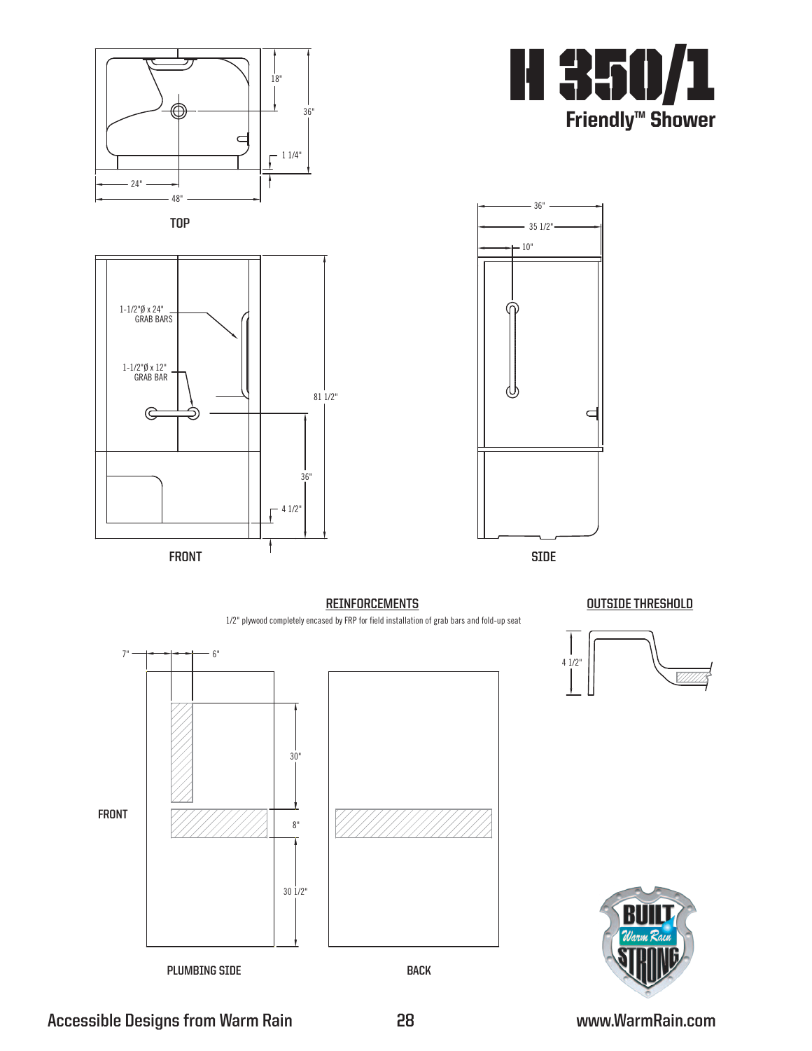# H 350/1

## Friendly™ Shower

TOP

18"
36"
1 1/4"
24"
48"

FRONT

1-1/2"Ø x 24" GRAB BARS
1-1/2"Ø x 12" GRAB BAR
81 1/2"
36"
4 1/2"

SIDE

36"
35 1/2"
10"

### REINFORCEMENTS

1/2" plywood completely encased by FRP for field installation of grab bars and fold-up seat

7"
6"
30"
8"
30 1/2"

FRONT

PLUMBING SIDE

BACK

### OUTSIDE THRESHOLD

4 1/2"